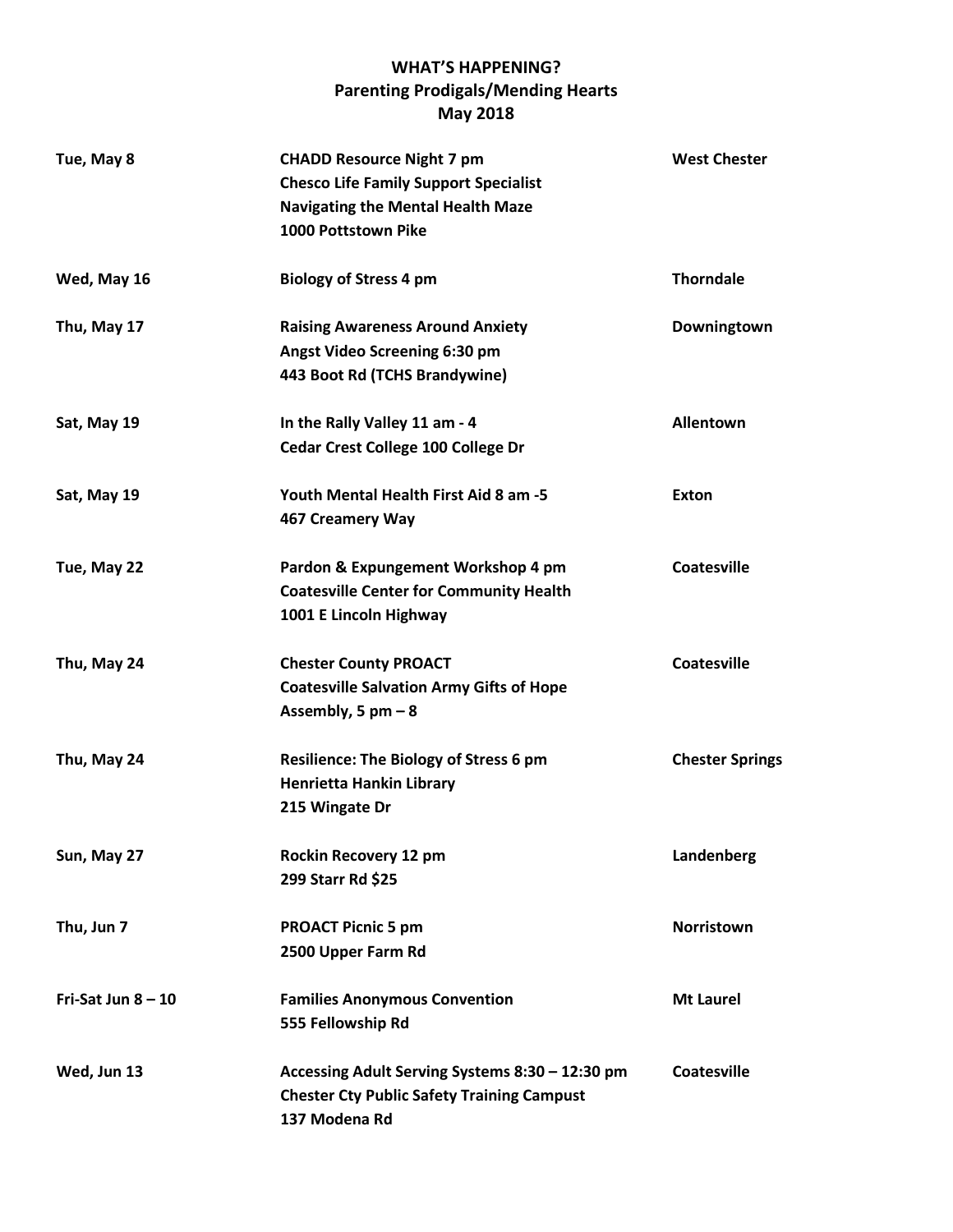# WHAT'S HAPPENING?
## Parenting Prodigals/Mending Hearts
## May 2018

| | | |
|---|---|---|
| **Tue, May 8** | **CHADD Resource Night 7 pm**<br>**Chesco Life Family Support Specialist**<br>**Navigating the Mental Health Maze**<br>**1000 Pottstown Pike** | **West Chester** |
| **Wed, May 16** | **Biology of Stress 4 pm** | **Thorndale** |
| **Thu, May 17** | **Raising Awareness Around Anxiety**<br>**Angst Video Screening 6:30 pm**<br>**443 Boot Rd (TCHS Brandywine)** | **Downingtown** |
| **Sat, May 19** | **In the Rally Valley 11 am - 4**<br>**Cedar Crest College 100 College Dr** | **Allentown** |
| **Sat, May 19** | **Youth Mental Health First Aid 8 am -5**<br>**467 Creamery Way** | **Exton** |
| **Tue, May 22** | **Pardon & Expungement Workshop 4 pm**<br>**Coatesville Center for Community Health**<br>**1001 E Lincoln Highway** | **Coatesville** |
| **Thu, May 24** | **Chester County PROACT**<br>**Coatesville Salvation Army Gifts of Hope**<br>**Assembly, 5 pm – 8** | **Coatesville** |
| **Thu, May 24** | **Resilience: The Biology of Stress 6 pm**<br>**Henrietta Hankin Library**<br>**215 Wingate Dr** | **Chester Springs** |
| **Sun, May 27** | **Rockin Recovery 12 pm**<br>**299 Starr Rd $25** | **Landenberg** |
| **Thu, Jun 7** | **PROACT Picnic 5 pm**<br>**2500 Upper Farm Rd** | **Norristown** |
| **Fri-Sat Jun 8 – 10** | **Families Anonymous Convention**<br>**555 Fellowship Rd** | **Mt Laurel** |
| **Wed, Jun 13** | **Accessing Adult Serving Systems 8:30 – 12:30 pm**<br>**Chester Cty Public Safety Training Campust**<br>**137 Modena Rd** | **Coatesville** |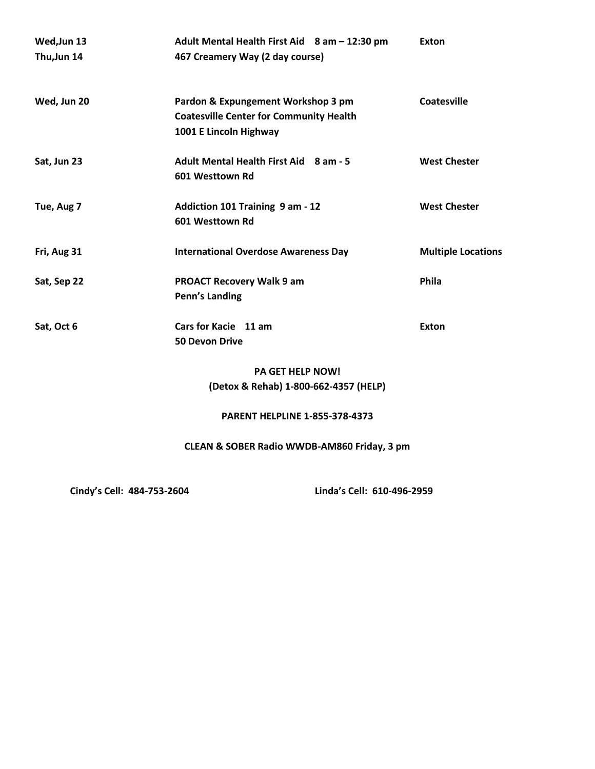| | | |
|---|---|---|
| **Wed,Jun 13**<br>**Thu,Jun 14** | **Adult Mental Health First Aid 8 am – 12:30 pm**<br>**467 Creamery Way (2 day course)** | **Exton** |
| **Wed, Jun 20** | **Pardon & Expungement Workshop 3 pm**<br>**Coatesville Center for Community Health**<br>**1001 E Lincoln Highway** | **Coatesville** |
| **Sat, Jun 23** | **Adult Mental Health First Aid 8 am - 5**<br>**601 Westtown Rd** | **West Chester** |
| **Tue, Aug 7** | **Addiction 101 Training 9 am - 12**<br>**601 Westtown Rd** | **West Chester** |
| **Fri, Aug 31** | **International Overdose Awareness Day** | **Multiple Locations** |
| **Sat, Sep 22** | **PROACT Recovery Walk 9 am**<br>**Penn's Landing** | **Phila** |
| **Sat, Oct 6** | **Cars for Kacie 11 am**<br>**50 Devon Drive** | **Exton** |

**PA GET HELP NOW!**
**(Detox & Rehab) 1-800-662-4357 (HELP)**

**PARENT HELPLINE 1-855-378-4373**

**CLEAN & SOBER Radio WWDB-AM860 Friday, 3 pm**

**Cindy's Cell: 484-753-2604** **Linda's Cell: 610-496-2959**